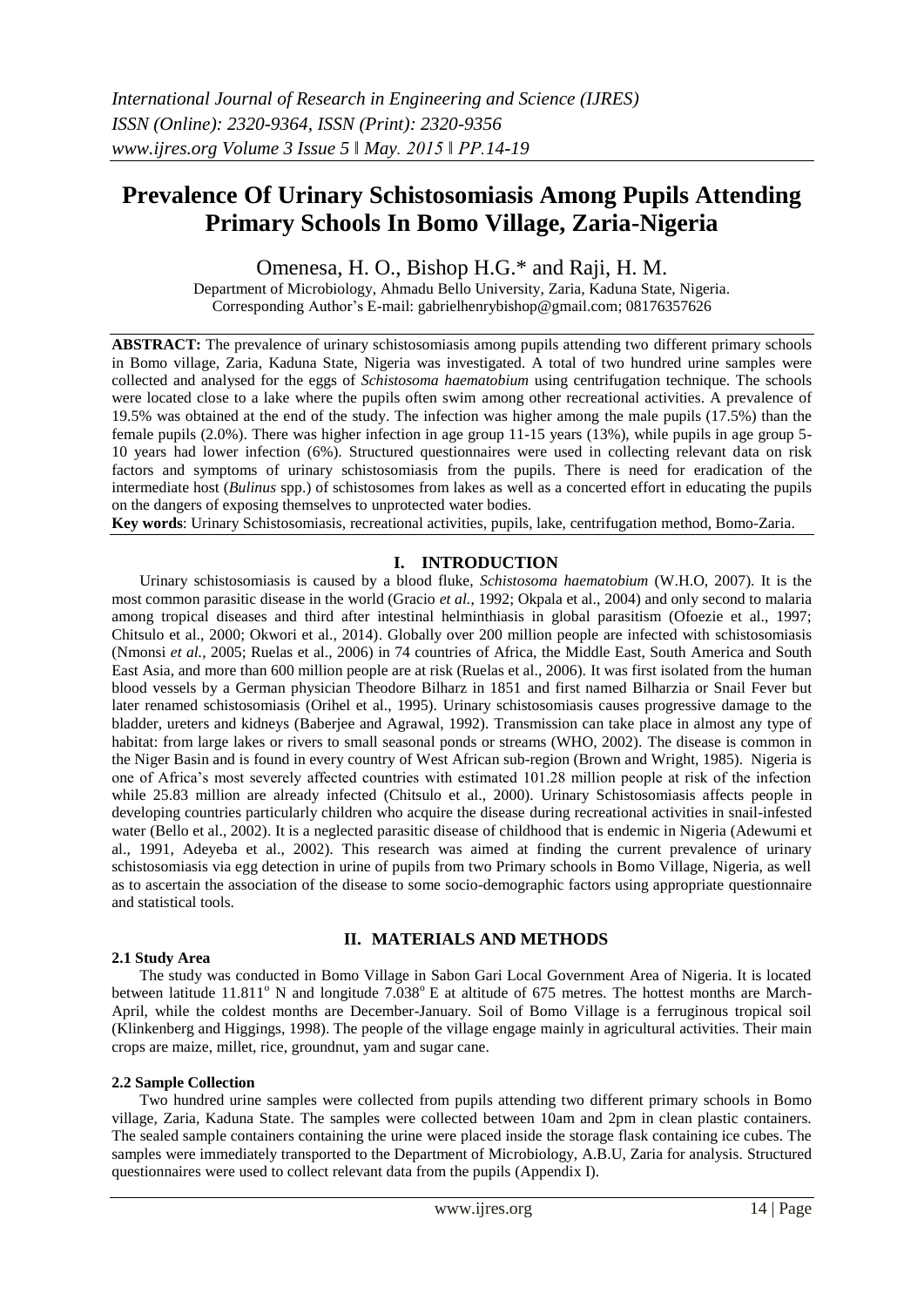# Prevalence Of Urinary Schistosomiasis Among Pupils Attending Primary Schools In Bomo Village, Zaria-Nigeria

Omenesa, H. O., Bishop H.G.* and Raji, H. M.

Department of Microbiology, Ahmadu Bello University, Zaria, Kaduna State, Nigeria.
Corresponding Author's E-mail: gabrielhenrybishop@gmail.com; 08176357626

**ABSTRACT:** The prevalence of urinary schistosomiasis among pupils attending two different primary schools in Bomo village, Zaria, Kaduna State, Nigeria was investigated. A total of two hundred urine samples were collected and analysed for the eggs of *Schistosoma haematobium* using centrifugation technique. The schools were located close to a lake where the pupils often swim among other recreational activities. A prevalence of 19.5% was obtained at the end of the study. The infection was higher among the male pupils (17.5%) than the female pupils (2.0%). There was higher infection in age group 11-15 years (13%), while pupils in age group 5-10 years had lower infection (6%). Structured questionnaires were used in collecting relevant data on risk factors and symptoms of urinary schistosomiasis from the pupils. There is need for eradication of the intermediate host (*Bulinus* spp.) of schistosomes from lakes as well as a concerted effort in educating the pupils on the dangers of exposing themselves to unprotected water bodies.

**Key words**: Urinary Schistosomiasis, recreational activities, pupils, lake, centrifugation method, Bomo-Zaria.

## I. INTRODUCTION

Urinary schistosomiasis is caused by a blood fluke, *Schistosoma haematobium* (W.H.O, 2007). It is the most common parasitic disease in the world (Gracio *et al.*, 1992; Okpala et al., 2004) and only second to malaria among tropical diseases and third after intestinal helminthiasis in global parasitism (Ofoezie et al., 1997; Chitsulo et al., 2000; Okwori et al., 2014). Globally over 200 million people are infected with schistosomiasis (Nmonsi *et al.*, 2005; Ruelas et al., 2006) in 74 countries of Africa, the Middle East, South America and South East Asia, and more than 600 million people are at risk (Ruelas et al., 2006). It was first isolated from the human blood vessels by a German physician Theodore Bilharz in 1851 and first named Bilharzia or Snail Fever but later renamed schistosomiasis (Orihel et al., 1995). Urinary schistosomiasis causes progressive damage to the bladder, ureters and kidneys (Baberjee and Agrawal, 1992). Transmission can take place in almost any type of habitat: from large lakes or rivers to small seasonal ponds or streams (WHO, 2002). The disease is common in the Niger Basin and is found in every country of West African sub-region (Brown and Wright, 1985). Nigeria is one of Africa's most severely affected countries with estimated 101.28 million people at risk of the infection while 25.83 million are already infected (Chitsulo et al., 2000). Urinary Schistosomiasis affects people in developing countries particularly children who acquire the disease during recreational activities in snail-infested water (Bello et al., 2002). It is a neglected parasitic disease of childhood that is endemic in Nigeria (Adewumi et al., 1991, Adeyeba et al., 2002). This research was aimed at finding the current prevalence of urinary schistosomiasis via egg detection in urine of pupils from two Primary schools in Bomo Village, Nigeria, as well as to ascertain the association of the disease to some socio-demographic factors using appropriate questionnaire and statistical tools.

## II. MATERIALS AND METHODS

### 2.1 Study Area

The study was conducted in Bomo Village in Sabon Gari Local Government Area of Nigeria. It is located between latitude 11.811° N and longitude 7.038° E at altitude of 675 metres. The hottest months are March-April, while the coldest months are December-January. Soil of Bomo Village is a ferruginous tropical soil (Klinkenberg and Higgings, 1998). The people of the village engage mainly in agricultural activities. Their main crops are maize, millet, rice, groundnut, yam and sugar cane.

### 2.2 Sample Collection

Two hundred urine samples were collected from pupils attending two different primary schools in Bomo village, Zaria, Kaduna State. The samples were collected between 10am and 2pm in clean plastic containers. The sealed sample containers containing the urine were placed inside the storage flask containing ice cubes. The samples were immediately transported to the Department of Microbiology, A.B.U, Zaria for analysis. Structured questionnaires were used to collect relevant data from the pupils (Appendix I).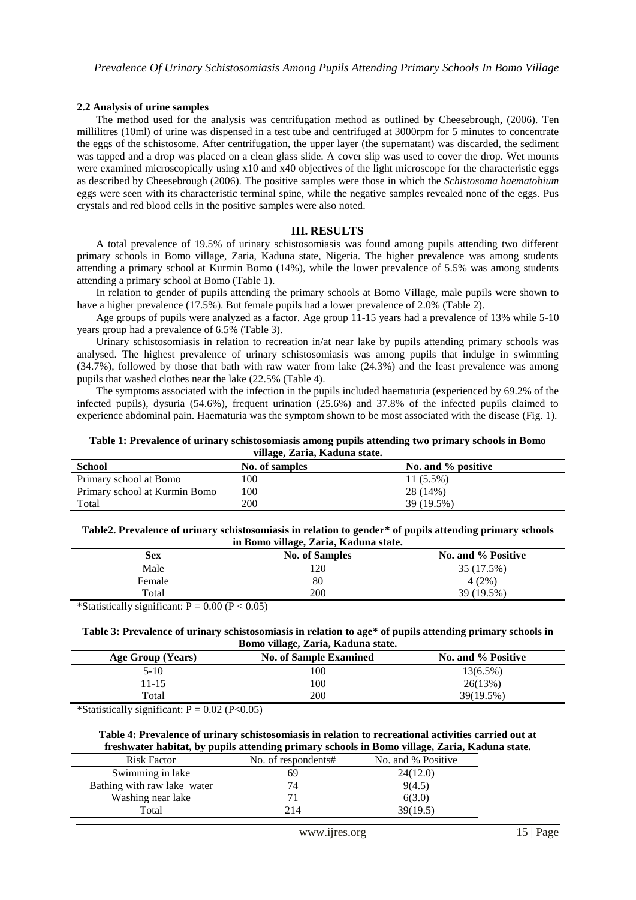### 2.2 Analysis of urine samples

The method used for the analysis was centrifugation method as outlined by Cheesebrough, (2006). Ten millilitres (10ml) of urine was dispensed in a test tube and centrifuged at 3000rpm for 5 minutes to concentrate the eggs of the schistosome. After centrifugation, the upper layer (the supernatant) was discarded, the sediment was tapped and a drop was placed on a clean glass slide. A cover slip was used to cover the drop. Wet mounts were examined microscopically using x10 and x40 objectives of the light microscope for the characteristic eggs as described by Cheesebrough (2006). The positive samples were those in which the *Schistosoma haematobium* eggs were seen with its characteristic terminal spine, while the negative samples revealed none of the eggs. Pus crystals and red blood cells in the positive samples were also noted.

## III. RESULTS

A total prevalence of 19.5% of urinary schistosomiasis was found among pupils attending two different primary schools in Bomo village, Zaria, Kaduna state, Nigeria. The higher prevalence was among students attending a primary school at Kurmin Bomo (14%), while the lower prevalence of 5.5% was among students attending a primary school at Bomo (Table 1).

In relation to gender of pupils attending the primary schools at Bomo Village, male pupils were shown to have a higher prevalence (17.5%). But female pupils had a lower prevalence of 2.0% (Table 2).

Age groups of pupils were analyzed as a factor. Age group 11-15 years had a prevalence of 13% while 5-10 years group had a prevalence of 6.5% (Table 3).

Urinary schistosomiasis in relation to recreation in/at near lake by pupils attending primary schools was analysed. The highest prevalence of urinary schistosomiasis was among pupils that indulge in swimming (34.7%), followed by those that bath with raw water from lake (24.3%) and the least prevalence was among pupils that washed clothes near the lake (22.5% (Table 4).

The symptoms associated with the infection in the pupils included haematuria (experienced by 69.2% of the infected pupils), dysuria (54.6%), frequent urination (25.6%) and 37.8% of the infected pupils claimed to experience abdominal pain. Haematuria was the symptom shown to be most associated with the disease (Fig. 1).

**Table 1: Prevalence of urinary schistosomiasis among pupils attending two primary schools in Bomo village, Zaria, Kaduna state.**

| School | No. of samples | No. and % positive |
|---|---|---|
| Primary school at Bomo | 100 | 11 (5.5%) |
| Primary school at Kurmin Bomo | 100 | 28 (14%) |
| Total | 200 | 39 (19.5%) |

**Table2. Prevalence of urinary schistosomiasis in relation to gender\* of pupils attending primary schools in Bomo village, Zaria, Kaduna state.**

| Sex | No. of Samples | No. and % Positive |
|---|---|---|
| Male | 120 | 35 (17.5%) |
| Female | 80 | 4 (2%) |
| Total | 200 | 39 (19.5%) |

*Statistically significant: $P = 0.00$ ($P < 0.05$)

**Table 3: Prevalence of urinary schistosomiasis in relation to age\* of pupils attending primary schools in Bomo village, Zaria, Kaduna state.**

| Age Group (Years) | No. of Sample Examined | No. and % Positive |
|---|---|---|
| 5-10 | 100 | 13(6.5%) |
| 11-15 | 100 | 26(13%) |
| Total | 200 | 39(19.5%) |

*Statistically significant: $P = 0.02$ ($P<0.05$)

**Table 4: Prevalence of urinary schistosomiasis in relation to recreational activities carried out at freshwater habitat, by pupils attending primary schools in Bomo village, Zaria, Kaduna state.**

| Risk Factor | No. of respondents# | No. and % Positive |
|---|---|---|
| Swimming in lake | 69 | 24(12.0) |
| Bathing with raw lake water | 74 | 9(4.5) |
| Washing near lake | 71 | 6(3.0) |
| Total | 214 | 39(19.5) |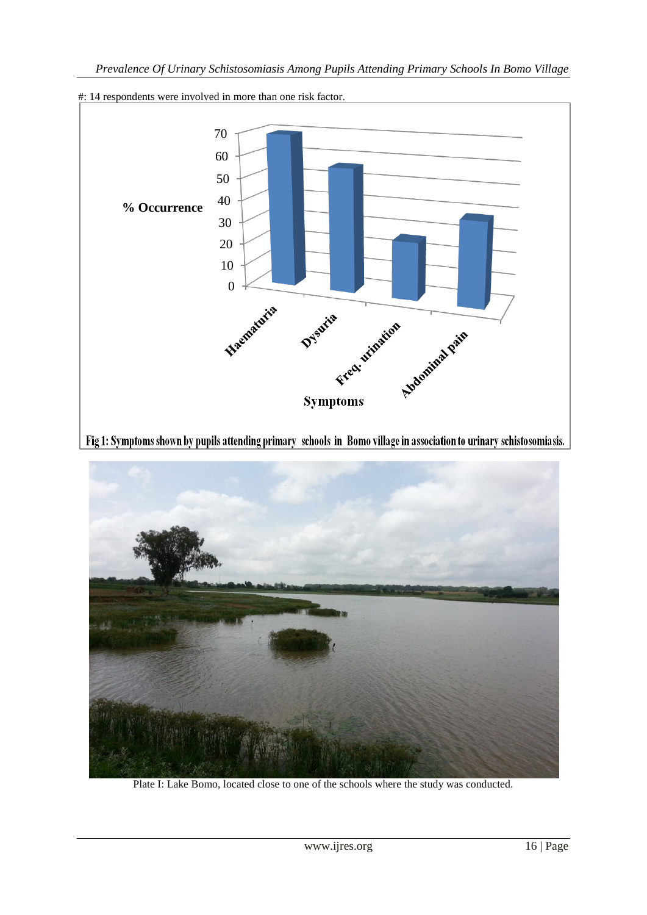#: 14 respondents were involved in more than one risk factor.

Fig 1: Symptoms shown by pupils attending primary schools in Bomo village in association to urinary schistosomiasis.

Plate I: Lake Bomo, located close to one of the schools where the study was conducted.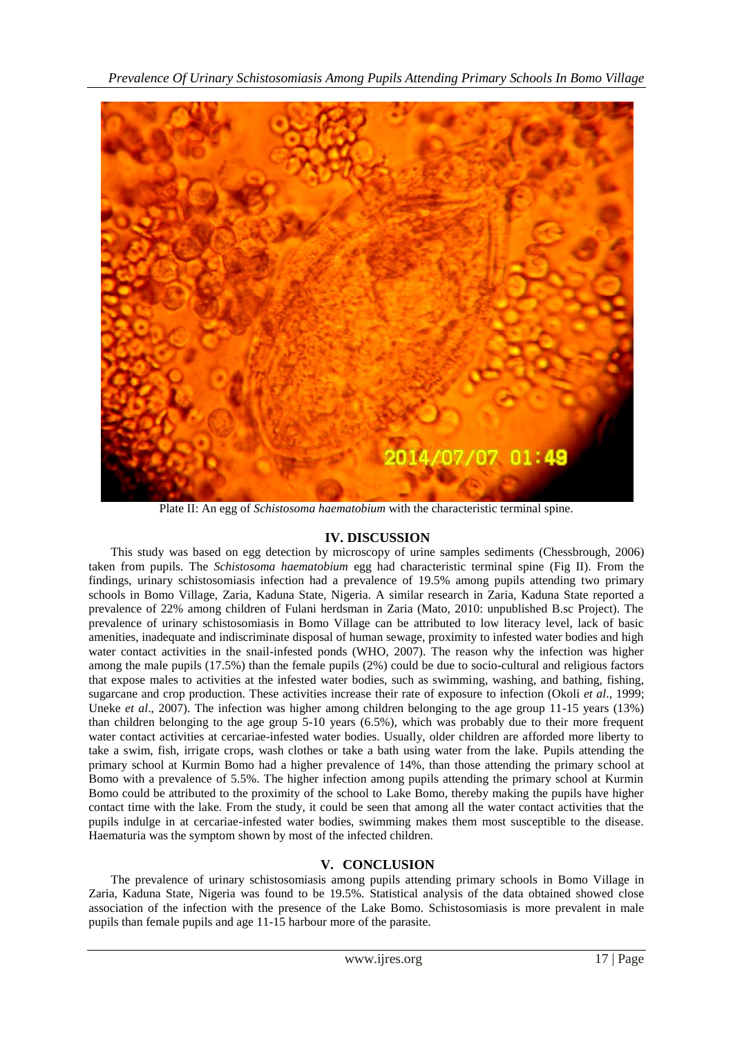Plate II: An egg of *Schistosoma haematobium* with the characteristic terminal spine.

## IV. DISCUSSION

This study was based on egg detection by microscopy of urine samples sediments (Chessbrough, 2006) taken from pupils. The *Schistosoma haematobium* egg had characteristic terminal spine (Fig II). From the findings, urinary schistosomiasis infection had a prevalence of 19.5% among pupils attending two primary schools in Bomo Village, Zaria, Kaduna State, Nigeria. A similar research in Zaria, Kaduna State reported a prevalence of 22% among children of Fulani herdsman in Zaria (Mato, 2010: unpublished B.sc Project). The prevalence of urinary schistosomiasis in Bomo Village can be attributed to low literacy level, lack of basic amenities, inadequate and indiscriminate disposal of human sewage, proximity to infested water bodies and high water contact activities in the snail-infested ponds (WHO, 2007). The reason why the infection was higher among the male pupils (17.5%) than the female pupils (2%) could be due to socio-cultural and religious factors that expose males to activities at the infested water bodies, such as swimming, washing, and bathing, fishing, sugarcane and crop production. These activities increase their rate of exposure to infection (Okoli *et al*., 1999; Uneke *et al*., 2007). The infection was higher among children belonging to the age group 11-15 years (13%) than children belonging to the age group 5-10 years (6.5%), which was probably due to their more frequent water contact activities at cercariae-infested water bodies. Usually, older children are afforded more liberty to take a swim, fish, irrigate crops, wash clothes or take a bath using water from the lake. Pupils attending the primary school at Kurmin Bomo had a higher prevalence of 14%, than those attending the primary school at Bomo with a prevalence of 5.5%. The higher infection among pupils attending the primary school at Kurmin Bomo could be attributed to the proximity of the school to Lake Bomo, thereby making the pupils have higher contact time with the lake. From the study, it could be seen that among all the water contact activities that the pupils indulge in at cercariae-infested water bodies, swimming makes them most susceptible to the disease. Haematuria was the symptom shown by most of the infected children.

## V. CONCLUSION

The prevalence of urinary schistosomiasis among pupils attending primary schools in Bomo Village in Zaria, Kaduna State, Nigeria was found to be 19.5%. Statistical analysis of the data obtained showed close association of the infection with the presence of the Lake Bomo. Schistosomiasis is more prevalent in male pupils than female pupils and age 11-15 harbour more of the parasite.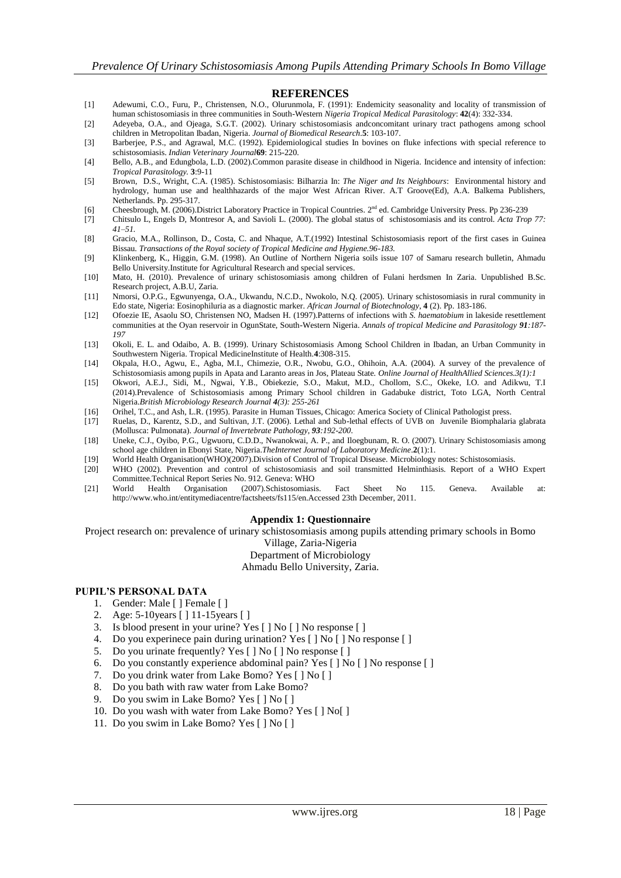## REFERENCES

[1] Adewumi, C.O., Furu, P., Christensen, N.O., Olurunmola, F. (1991): Endemicity seasonality and locality of transmission of human schistosomiasis in three communities in South-Western *Nigeria Tropical Medical Parasitology*: **42**(4): 332-334.

[2] Adeyeba, O.A., and Ojeaga, S.G.T. (2002). Urinary schistosomiasis andconcomitant urinary tract pathogens among school children in Metropolitan Ibadan, Nigeria. *Journal of Biomedical Research*.**5**: 103-107.

[3] Barberjee, P.S., and Agrawal, M.C. (1992). Epidemiological studies In bovines on fluke infections with special reference to schistosomiasis. *Indian Veterinary Journal***69**: 215-220.

[4] Bello, A.B., and Edungbola, L.D. (2002).Common parasite disease in childhood in Nigeria. Incidence and intensity of infection: *Tropical Parasitology.* **3**:9-11

[5] Brown, D.S., Wright, C.A. (1985). Schistosomiasis: Bilharzia In: *The Niger and Its Neighbours*: Environmental history and hydrology, human use and healthhazards of the major West African River. A.T Groove(Ed), A.A. Balkema Publishers, Netherlands. Pp. 295-317.

[6] Cheesbrough, M. (2006).District Laboratory Practice in Tropical Countries. 2nd ed. Cambridge University Press. Pp 236-239

[7] Chitsulo L, Engels D, Montresor A, and Savioli L. (2000). The global status of schistosomiasis and its control. *Acta Trop 77: 41–51.*

[8] Gracio, M.A., Rollinson, D., Costa, C. and Nhaque, A.T.(1992) Intestinal Schistosomiasis report of the first cases in Guinea Bissau. *Transactions of the Royal society of Tropical Medicine and Hygiene.96-183.*

[9] Klinkenberg, K., Higgin, G.M. (1998). An Outline of Northern Nigeria soils issue 107 of Samaru research bulletin, Ahmadu Bello University.Institute for Agricultural Research and special services.

[10] Mato, H. (2010). Prevalence of urinary schistosomiasis among children of Fulani herdsmen In Zaria. Unpublished B.Sc. Research project, A.B.U, Zaria.

[11] Nmorsi, O.P.G., Egwunyenga, O.A., Ukwandu, N.C.D., Nwokolo, N.Q. (2005). Urinary schistosomiasis in rural community in Edo state, Nigeria: Eosinophiluria as a diagnostic marker. *African Journal of Biotechnology*, **4** (2). Pp. 183-186.

[12] Ofoezie IE, Asaolu SO, Christensen NO, Madsen H. (1997).Patterns of infections with *S. haematobium* in lakeside resettlement communities at the Oyan reservoir in OgunState, South-Western Nigeria. *Annals of tropical Medicine and Parasitology **91**:187-197*

[13] Okoli, E. L. and Odaibo, A. B. (1999). Urinary Schistosomiasis Among School Children in Ibadan, an Urban Community in Southwestern Nigeria. Tropical MedicineInstitute of Health.**4**:308-315.

[14] Okpala, H.O., Agwu, E., Agba, M.I., Chimezie, O.R., Nwobu, G.O., Ohihoin, A.A. (2004). A survey of the prevalence of Schistosomiasis among pupils in Apata and Laranto areas in Jos, Plateau State. *Online Journal of HealthAllied Sciences.3(1):1*

[15] Okwori, A.E.J., Sidi, M., Ngwai, Y.B., Obiekezie, S.O., Makut, M.D., Chollom, S.C., Okeke, I.O. and Adikwu, T.I (2014).Prevalence of Schistosomiasis among Primary School children in Gadabuke district, Toto LGA, North Central Nigeria.*British Microbiology Research Journal **4**(3): 255-261*

[16] Orihel, T.C., and Ash, L.R. (1995). Parasite in Human Tissues, Chicago: America Society of Clinical Pathologist press.

[17] Ruelas, D., Karentz, S.D., and Sultivan, J.T. (2006). Lethal and Sub-lethal effects of UVB on Juvenile Biomphalaria glabrata (Mollusca: Pulmonata). *Journal of Invertebrate Pathology, **93**:192-200*.

[18] Uneke, C.J., Oyibo, P.G., Ugwuoru, C.D.D., Nwanokwai, A. P., and Iloegbunam, R. O. (2007). Urinary Schistosomiasis among school age children in Ebonyi State, Nigeria.*TheInternet Journal of Laboratory Medicine*.**2**(1):1.

[19] World Health Organisation(WHO)(2007).Division of Control of Tropical Disease. Microbiology notes: Schistosomiasis.

[20] WHO (2002). Prevention and control of schistosomiasis and soil transmitted Helminthiasis. Report of a WHO Expert Committee.Technical Report Series No. 912. Geneva: WHO

[21] World Health Organisation (2007).Schistosomiasis. Fact Sheet No 115. Geneva. Available at: http://www.who.int/entitymediacentre/factsheets/fs115/en.Accessed 23th December, 2011.

### Appendix 1: Questionnaire

Project research on: prevalence of urinary schistosomiasis among pupils attending primary schools in Bomo Village, Zaria-Nigeria

Department of Microbiology

Ahmadu Bello University, Zaria.

#### PUPIL'S PERSONAL DATA

1. Gender: Male [ ] Female [ ]
2. Age: 5-10years [ ] 11-15years [ ]
3. Is blood present in your urine? Yes [ ] No [ ] No response [ ]
4. Do you experinece pain during urination? Yes [ ] No [ ] No response [ ]
5. Do you urinate frequently? Yes [ ] No [ ] No response [ ]
6. Do you constantly experience abdominal pain? Yes [ ] No [ ] No response [ ]
7. Do you drink water from Lake Bomo? Yes [ ] No [ ]
8. Do you bath with raw water from Lake Bomo?
9. Do you swim in Lake Bomo? Yes [ ] No [ ]
10. Do you wash with water from Lake Bomo? Yes [ ] No[ ]
11. Do you swim in Lake Bomo? Yes [ ] No [ ]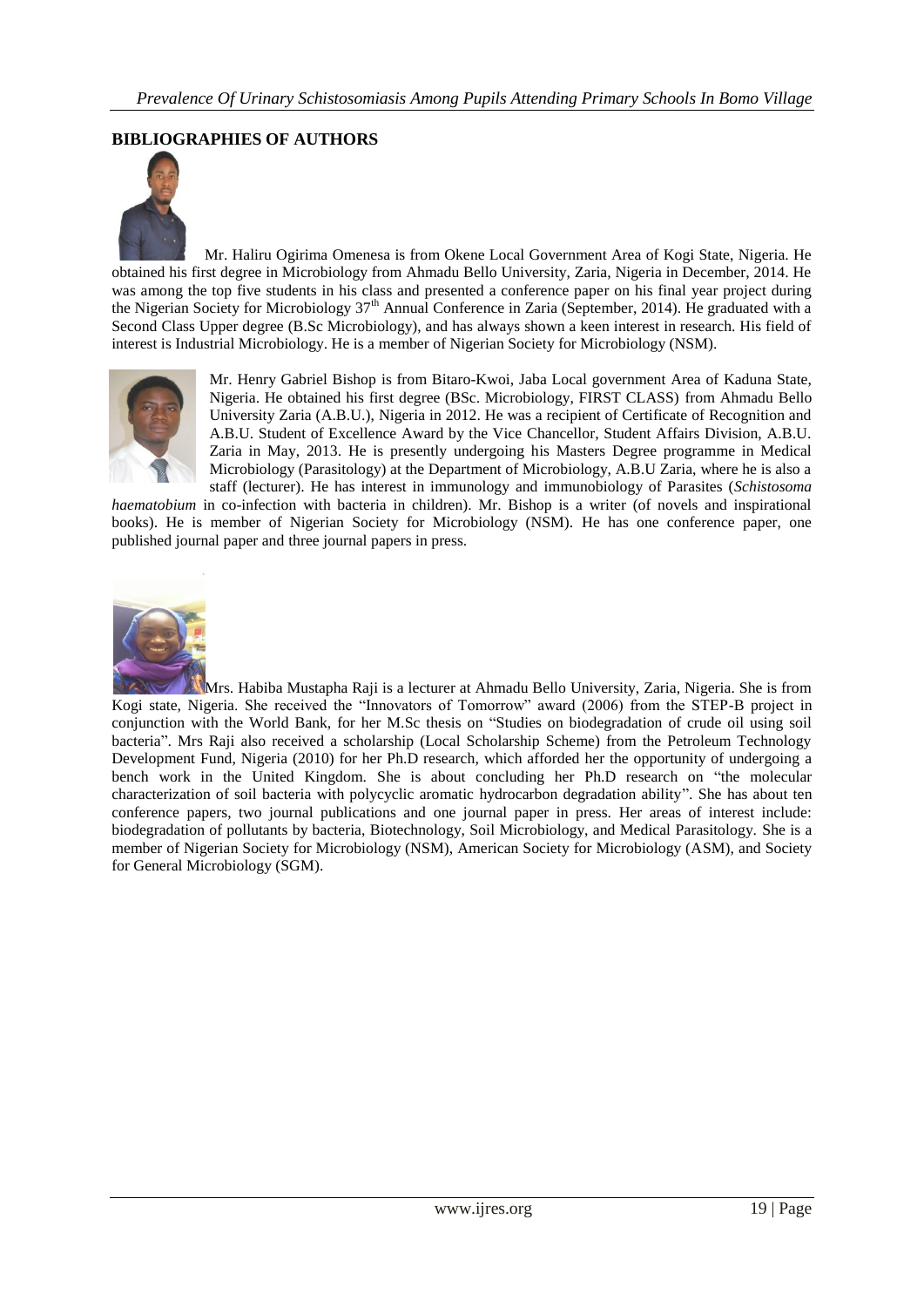## BIBLIOGRAPHIES OF AUTHORS

Mr. Haliru Ogirima Omenesa is from Okene Local Government Area of Kogi State, Nigeria. He obtained his first degree in Microbiology from Ahmadu Bello University, Zaria, Nigeria in December, 2014. He was among the top five students in his class and presented a conference paper on his final year project during the Nigerian Society for Microbiology 37th Annual Conference in Zaria (September, 2014). He graduated with a Second Class Upper degree (B.Sc Microbiology), and has always shown a keen interest in research. His field of interest is Industrial Microbiology. He is a member of Nigerian Society for Microbiology (NSM).

Mr. Henry Gabriel Bishop is from Bitaro-Kwoi, Jaba Local government Area of Kaduna State, Nigeria. He obtained his first degree (BSc. Microbiology, FIRST CLASS) from Ahmadu Bello University Zaria (A.B.U.), Nigeria in 2012. He was a recipient of Certificate of Recognition and A.B.U. Student of Excellence Award by the Vice Chancellor, Student Affairs Division, A.B.U. Zaria in May, 2013. He is presently undergoing his Masters Degree programme in Medical Microbiology (Parasitology) at the Department of Microbiology, A.B.U Zaria, where he is also a staff (lecturer). He has interest in immunology and immunobiology of Parasites (*Schistosoma haematobium* in co-infection with bacteria in children). Mr. Bishop is a writer (of novels and inspirational books). He is member of Nigerian Society for Microbiology (NSM). He has one conference paper, one published journal paper and three journal papers in press.

Mrs. Habiba Mustapha Raji is a lecturer at Ahmadu Bello University, Zaria, Nigeria. She is from Kogi state, Nigeria. She received the "Innovators of Tomorrow" award (2006) from the STEP-B project in conjunction with the World Bank, for her M.Sc thesis on "Studies on biodegradation of crude oil using soil bacteria". Mrs Raji also received a scholarship (Local Scholarship Scheme) from the Petroleum Technology Development Fund, Nigeria (2010) for her Ph.D research, which afforded her the opportunity of undergoing a bench work in the United Kingdom. She is about concluding her Ph.D research on "the molecular characterization of soil bacteria with polycyclic aromatic hydrocarbon degradation ability". She has about ten conference papers, two journal publications and one journal paper in press. Her areas of interest include: biodegradation of pollutants by bacteria, Biotechnology, Soil Microbiology, and Medical Parasitology. She is a member of Nigerian Society for Microbiology (NSM), American Society for Microbiology (ASM), and Society for General Microbiology (SGM).